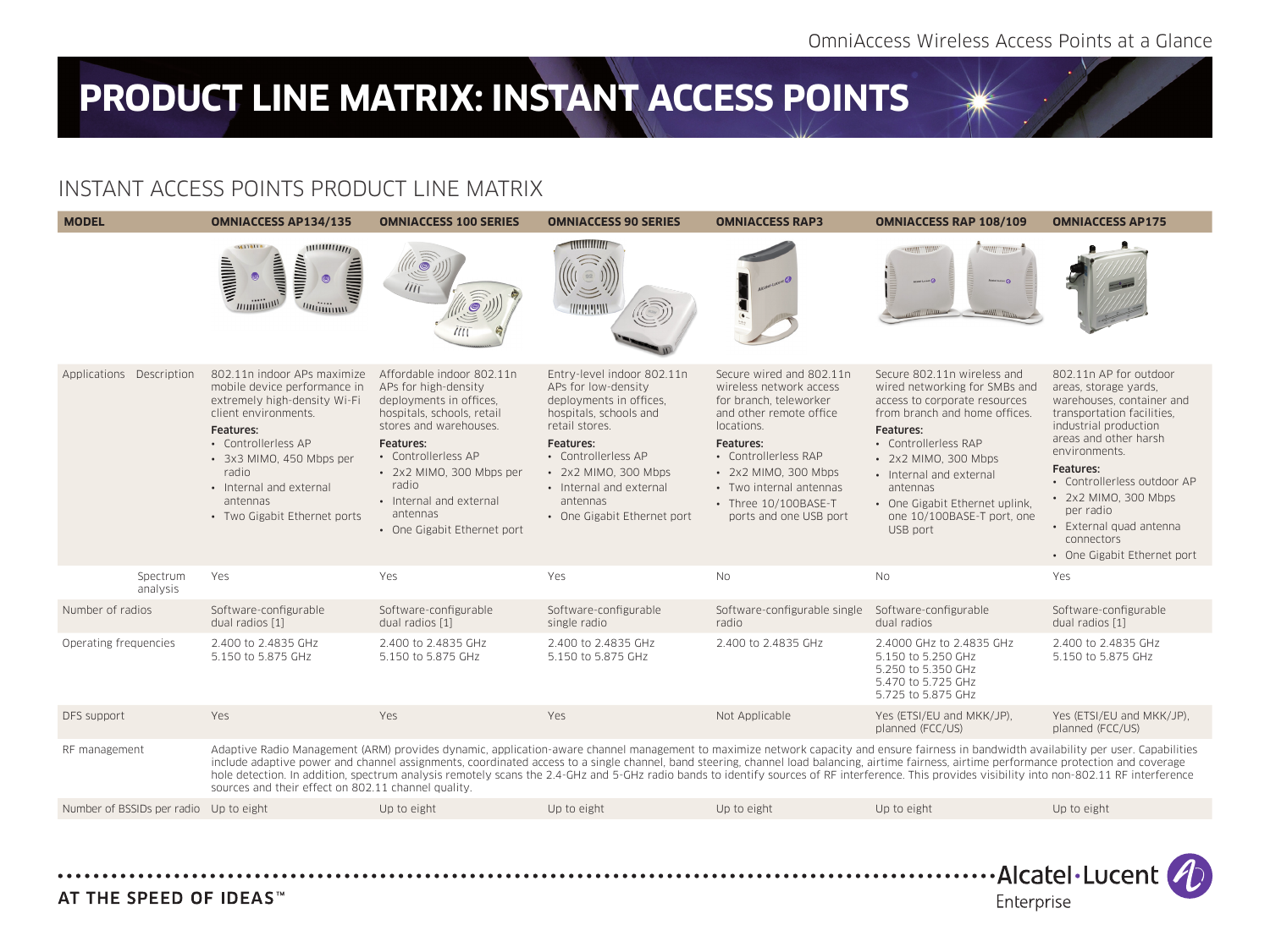# PRODUCT LINE MATRIX: INSTANT ACCESS POINTS

## INSTANT ACCESS POINTS PRODUCT LINE MATRIX

| MODEL | | OMNIACCESS AP134/135 | OMNIACCESS 100 SERIES | OMNIACCESS 90 SERIES | OMNIACCESS RAP3 | OMNIACCESS RAP 108/109 | OMNIACCESS AP175 |
|---|---|---|---|---|---|---|---|
| Applications | Description | 802.11n indoor APs maximize mobile device performance in extremely high-density Wi-Fi client environments.<br>**Features:**<br>• Controllerless AP<br>• 3x3 MIMO, 450 Mbps per radio<br>• Internal and external antennas<br>• Two Gigabit Ethernet ports | Affordable indoor 802.11n APs for high-density deployments in offices, hospitals, schools, retail stores and warehouses.<br>**Features:**<br>• Controllerless AP<br>• 2x2 MIMO, 300 Mbps per radio<br>• Internal and external antennas<br>• One Gigabit Ethernet port | Entry-level indoor 802.11n APs for low-density deployments in offices, hospitals, schools and retail stores.<br>**Features:**<br>• Controllerless AP<br>• 2x2 MIMO, 300 Mbps<br>• Internal and external antennas<br>• One Gigabit Ethernet port | Secure wired and 802.11n wireless network access for branch, teleworker and other remote office locations.<br>**Features:**<br>• Controllerless RAP<br>• 2x2 MIMO, 300 Mbps<br>• Two internal antennas<br>• Three 10/100BASE-T ports and one USB port | Secure 802.11n wireless and wired networking for SMBs and access to corporate resources from branch and home offices.<br>**Features:**<br>• Controllerless RAP<br>• 2x2 MIMO, 300 Mbps<br>• Internal and external antennas<br>• One Gigabit Ethernet uplink, one 10/100BASE-T port, one USB port | 802.11n AP for outdoor areas, storage yards, warehouses, container and transportation facilities, industrial production areas and other harsh environments.<br>**Features:**<br>• Controllerless outdoor AP<br>• 2x2 MIMO, 300 Mbps per radio<br>• External quad antenna connectors<br>• One Gigabit Ethernet port |
| | Spectrum analysis | Yes | Yes | Yes | No | No | Yes |
| Number of radios | | Software-configurable dual radios [1] | Software-configurable dual radios [1] | Software-configurable single radio | Software-configurable single radio | Software-configurable dual radios | Software-configurable dual radios [1] |
| Operating frequencies | | 2.400 to 2.4835 GHz<br>5.150 to 5.875 GHz | 2.400 to 2.4835 GHz<br>5.150 to 5.875 GHz | 2.400 to 2.4835 GHz<br>5.150 to 5.875 GHz | 2.400 to 2.4835 GHz | 2.4000 GHz to 2.4835 GHz<br>5.150 to 5.250 GHz<br>5.250 to 5.350 GHz<br>5.470 to 5.725 GHz<br>5.725 to 5.875 GHz | 2.400 to 2.4835 GHz<br>5.150 to 5.875 GHz |
| DFS support | | Yes | Yes | Yes | Not Applicable | Yes (ETSI/EU and MKK/JP), planned (FCC/US) | Yes (ETSI/EU and MKK/JP), planned (FCC/US) |
| RF management | | Adaptive Radio Management (ARM) provides dynamic, application-aware channel management to maximize network capacity and ensure fairness in bandwidth availability per user. Capabilities include adaptive power and channel assignments, coordinated access to a single channel, band steering, channel load balancing, airtime fairness, airtime performance protection and coverage hole detection. In addition, spectrum analysis remotely scans the 2.4-GHz and 5-GHz radio bands to identify sources of RF interference. This provides visibility into non-802.11 RF interference sources and their effect on 802.11 channel quality. | | | | | |
| Number of BSSIDs per radio | | Up to eight | Up to eight | Up to eight | Up to eight | Up to eight | Up to eight |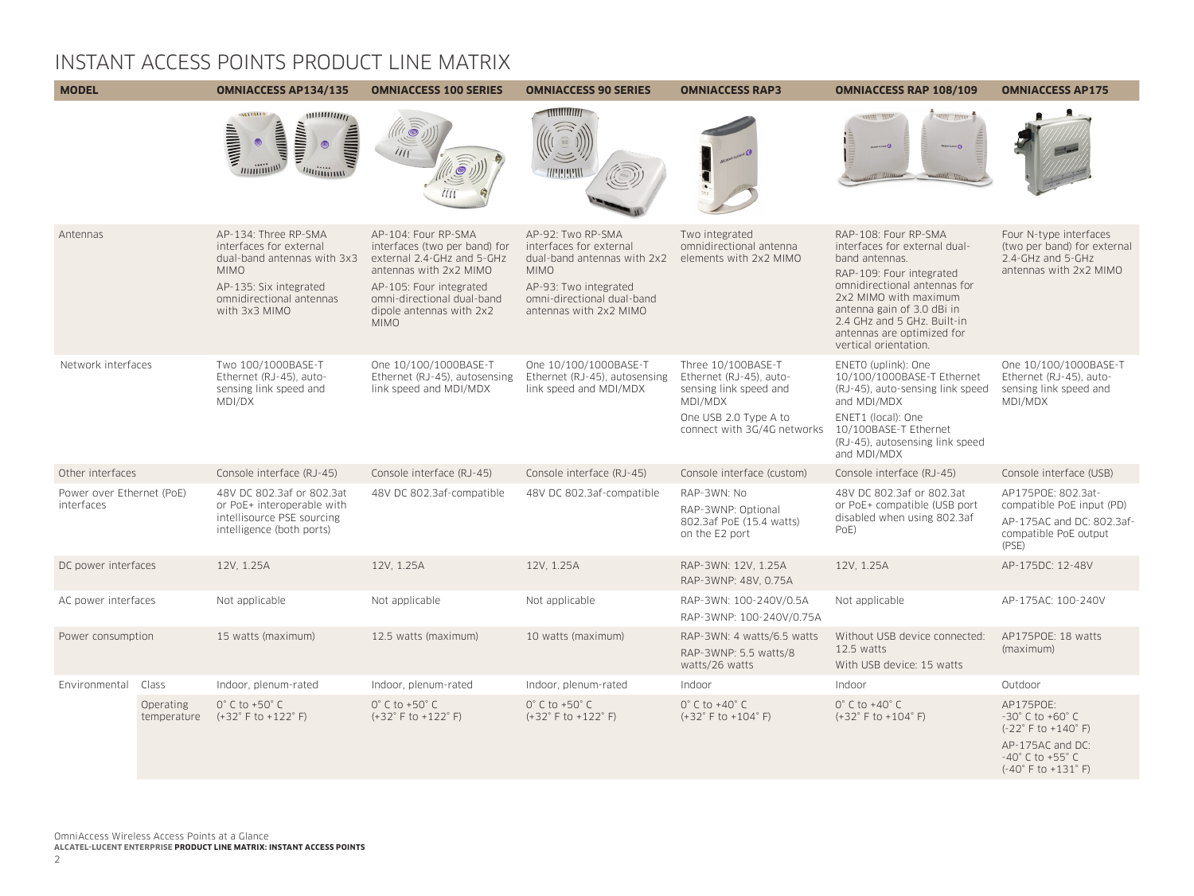# INSTANT ACCESS POINTS PRODUCT LINE MATRIX

| MODEL | | OMNIACCESS AP134/135 | OMNIACCESS 100 SERIES | OMNIACCESS 90 SERIES | OMNIACCESS RAP3 | OMNIACCESS RAP 108/109 | OMNIACCESS AP175 |
|---|---|---|---|---|---|---|---|
| Antennas | | AP-134: Three RP-SMA interfaces for external dual-band antennas with 3x3 MIMO<br>AP-135: Six integrated omnidirectional antennas with 3x3 MIMO | AP-104: Four RP-SMA interfaces (two per band) for external 2.4-GHz and 5-GHz antennas with 2x2 MIMO<br>AP-105: Four integrated omni-directional dual-band dipole antennas with 2x2 MIMO | AP-92: Two RP-SMA interfaces for external dual-band antennas with 2x2 MIMO<br>AP-93: Two integrated omni-directional dual-band antennas with 2x2 MIMO | Two integrated omnidirectional antenna elements with 2x2 MIMO | RAP-108: Four RP-SMA interfaces for external dual-band antennas.<br>RAP-109: Four integrated omnidirectional antennas for 2x2 MIMO with maximum antenna gain of 3.0 dBi in 2.4 GHz and 5 GHz. Built-in antennas are optimized for vertical orientation. | Four N-type interfaces (two per band) for external 2.4-GHz and 5-GHz antennas with 2x2 MIMO |
| Network interfaces | | Two 100/1000BASE-T Ethernet (RJ-45), auto-sensing link speed and MDI/DX | One 10/100/1000BASE-T Ethernet (RJ-45), autosensing link speed and MDI/MDX | One 10/100/1000BASE-T Ethernet (RJ-45), autosensing link speed and MDI/MDX | Three 10/100BASE-T Ethernet (RJ-45), auto-sensing link speed and MDI/MDX<br>One USB 2.0 Type A to connect with 3G/4G networks | ENET0 (uplink): One 10/100/1000BASE-T Ethernet (RJ-45), auto-sensing link speed and MDI/MDX<br>ENET1 (local): One 10/100BASE-T Ethernet (RJ-45), autosensing link speed and MDI/MDX | One 10/100/1000BASE-T Ethernet (RJ-45), auto-sensing link speed and MDI/MDX |
| Other interfaces | | Console interface (RJ-45) | Console interface (RJ-45) | Console interface (RJ-45) | Console interface (custom) | Console interface (RJ-45) | Console interface (USB) |
| Power over Ethernet (PoE) interfaces | | 48V DC 802.3af or 802.3at or PoE+ interoperable with intellisource PSE sourcing intelligence (both ports) | 48V DC 802.3af-compatible | 48V DC 802.3af-compatible | RAP-3WN: No<br>RAP-3WNP: Optional 802.3af PoE (15.4 watts) on the E2 port | 48V DC 802.3af or 802.3at or PoE+ compatible (USB port disabled when using 802.3af PoE) | AP175POE: 802.3at-compatible PoE input (PD)<br>AP-175AC and DC: 802.3af-compatible PoE output (PSE) |
| DC power interfaces | | 12V, 1.25A | 12V, 1.25A | 12V, 1.25A | RAP-3WN: 12V, 1.25A<br>RAP-3WNP: 48V, 0.75A | 12V, 1.25A | AP-175DC: 12-48V |
| AC power interfaces | | Not applicable | Not applicable | Not applicable | RAP-3WN: 100-240V/0.5A<br>RAP-3WNP: 100-240V/0.75A | Not applicable | AP-175AC: 100-240V |
| Power consumption | | 15 watts (maximum) | 12.5 watts (maximum) | 10 watts (maximum) | RAP-3WN: 4 watts/6.5 watts<br>RAP-3WNP: 5.5 watts/8 watts/26 watts | Without USB device connected: 12.5 watts<br>With USB device: 15 watts | AP175POE: 18 watts (maximum) |
| Environmental | Class | Indoor, plenum-rated | Indoor, plenum-rated | Indoor, plenum-rated | Indoor | Indoor | Outdoor |
| | Operating temperature | 0° C to +50° C (+32° F to +122° F) | 0° C to +50° C (+32° F to +122° F) | 0° C to +50° C (+32° F to +122° F) | 0° C to +40° C (+32° F to +104° F) | 0° C to +40° C (+32° F to +104° F) | AP175POE: -30° C to +60° C (-22° F to +140° F)<br>AP-175AC and DC: -40° C to +55° C (-40° F to +131° F) |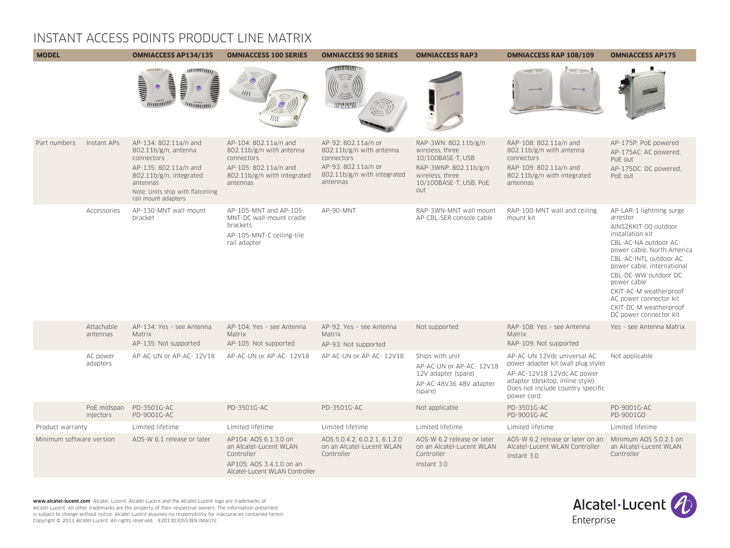# INSTANT ACCESS POINTS PRODUCT LINE MATRIX

| MODEL | | OMNIACCESS AP134/135 | OMNIACCESS 100 SERIES | OMNIACCESS 90 SERIES | OMNIACCESS RAP3 | OMNIACCESS RAP 108/109 | OMNIACCESS AP175 |
|---|---|---|---|---|---|---|---|
| Part numbers | Instant APs | AP-134: 802.11a/n and 802.11b/g/n, antenna connectors<br>AP-135: 802.11a/n and 802.11b/g/n, integrated antennas<br>Note: Units ship with flatceiling rail mount adapters | AP-104: 802.11a/n and 802.11b/g/n with antenna connectors<br>AP-105: 802.11a/n and 802.11b/g/n with integrated antennas | AP-92: 802.11a/n or 802.11b/g/n with antenna connectors<br>AP-93: 802.11a/n or 802.11b/g/n with integrated antennas | RAP-3WN: 802.11b/g/n wireless, three 10/100BASE-T, USB<br>RAP-3WNP: 802.11b/g/n wireless, three 10/100BASE-T, USB, PoE out | RAP-108: 802.11a/n and 802.11b/g/n with antenna connectors<br>RAP-109: 802.11a/n and 802.11b/g/n with integrated antennas | AP-175P: PoE powered<br>AP-175AC: AC powered, PoE out<br>AP-175DC: DC powered, PoE out |
| | Accessories | AP-130-MNT wall-mount bracket | AP-105-MNT and AP-105-MNT-DC wall-mount cradle brackets<br>AP-105-MNT-C ceiling-tile rail adapter | AP-90-MNT | RAP-3WN-MNT wall mount<br>AP-CBL-SER console cable | RAP-100-MNT wall and ceiling mount kit | AP-LAR-1 lightning surge arrestor<br>AINS2KKIT-00 outdoor installation kit<br>CBL-AC-NA outdoor AC power cable, North America<br>CBL-AC-INTL outdoor AC power cable, international<br>CBL-DC-WW outdoor DC power cable<br>CKIT-AC-M weatherproof AC power connector kit<br>CKIT-DC-M weatherproof DC power connector kit |
| | Attachable antennas | AP-134: Yes – see Antenna Matrix<br>AP-135: Not supported | AP-104: Yes – see Antenna Matrix<br>AP-105: Not supported | AP-92: Yes – see Antenna Matrix<br>AP-93: Not supported | Not supported | RAP-108: Yes – see Antenna Matrix<br>RAP-109: Not supported | Yes – see Antenna Matrix |
| | AC power adapters | AP-AC-UN or AP-AC- 12V18 | AP-AC-UN or AP-AC- 12V18 | AP-AC-UN or AP-AC- 12V18 | Ships with unit<br>AP-AC-UN or AP-AC- 12V18 12V adapter (spare)<br>AP-AC-48V36 48V adapter (spare) | AP-AC-UN 12Vdc universal AC power adapter kit (wall plug style)<br>AP-AC-12V18 12Vdc AC power adapter (desktop, inline style). Does not include country specific power cord. | Not applicable |
| | PoE midspan injectors | PD-3501G-AC<br>PD-9001G-AC | PD-3501G-AC | PD-3501G-AC | Not applicable | PD-3501G-AC<br>PD-9001G-AC | PD-9001G-AC<br>PD-9001GO |
| Product warranty | | Limited lifetime | Limited lifetime | Limited lifetime | Limited lifetime | Limited lifetime | Limited lifetime |
| Minimum software version | | AOS-W 6.1 release or later | AP104: AOS 6.1.3.0 on an Alcatel-Lucent WLAN Controller<br>AP105: AOS 3.4.1.0 on an Alcatel-Lucent WLAN Controller | AOS 5.0.4.2, 6.0.2.1, 6.1.2.0 on an Alcatel-Lucent WLAN Controller | AOS-W 6.2 release or later on an Alcatel-Lucent WLAN Controller<br>Instant 3.0 | AOS-W 6.2 release or later on an Alcatel-Lucent WLAN Controller<br>Instant 3.0 | Minimum AOS 5.0.2.1 on an Alcatel-Lucent WLAN Controller |

**www.alcatel-lucent.com** Alcatel, Lucent, Alcatel-Lucent and the Alcatel-Lucent logo are trademarks of Alcatel-Lucent. All other trademarks are the property of their respective owners. The information presented is subject to change without notice. Alcatel-Lucent assumes no responsibility for inaccuracies contained herein. Copyright © 2013 Alcatel-Lucent. All rights reserved. E2013030553EN (March)

Alcatel·Lucent Enterprise